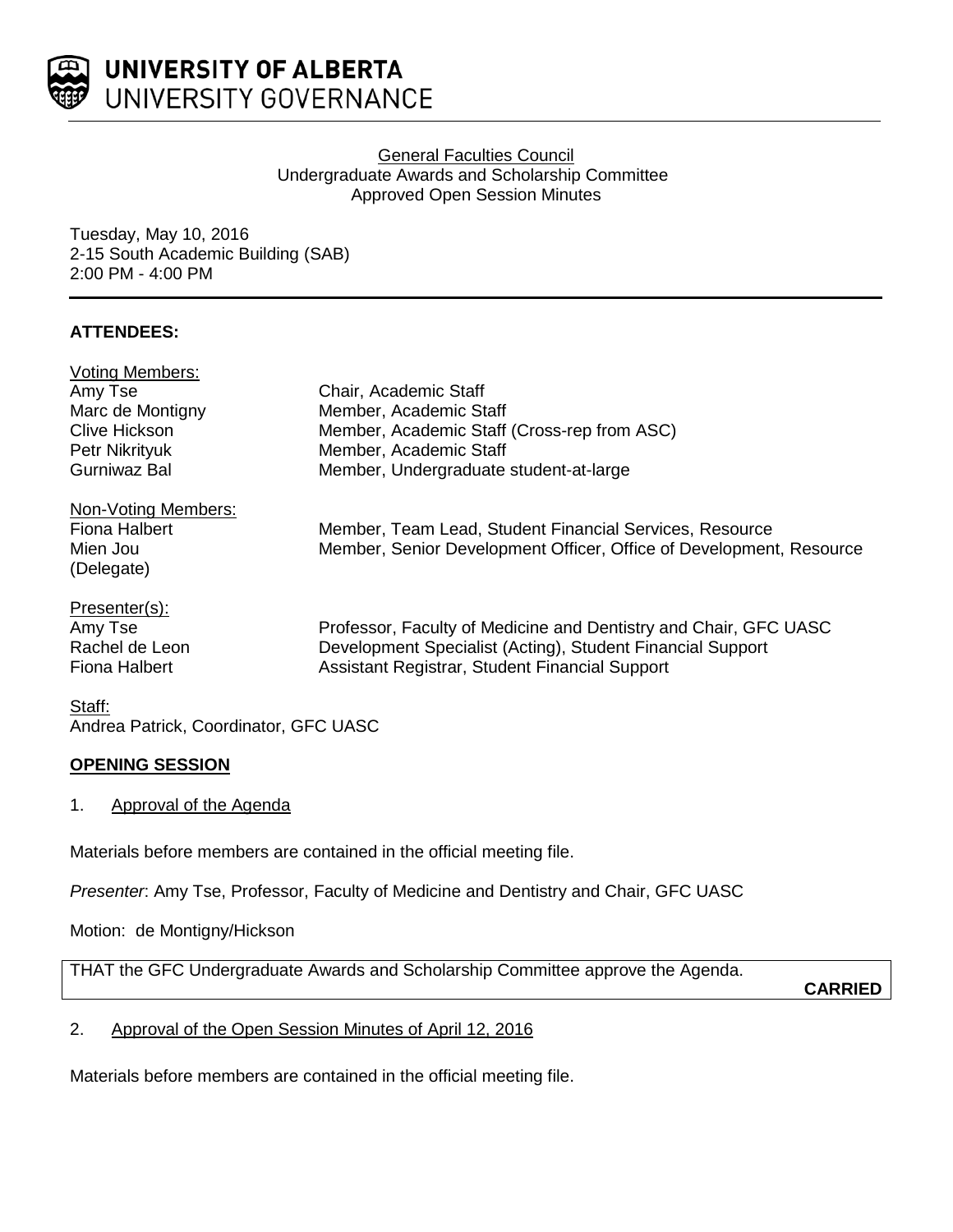UNIVERSITY OF ALBERTA
UNIVERSITY GOVERNANCE

General Faculties Council
Undergraduate Awards and Scholarship Committee
Approved Open Session Minutes

Tuesday, May 10, 2016
2-15 South Academic Building (SAB)
2:00 PM - 4:00 PM

**ATTENDEES:**

Voting Members:

| | |
|---|---|
| Amy Tse | Chair, Academic Staff |
| Marc de Montigny | Member, Academic Staff |
| Clive Hickson | Member, Academic Staff (Cross-rep from ASC) |
| Petr Nikrityuk | Member, Academic Staff |
| Gurniwaz Bal | Member, Undergraduate student-at-large |

Non-Voting Members:

| | |
|---|---|
| Fiona Halbert | Member, Team Lead, Student Financial Services, Resource |
| Mien Jou (Delegate) | Member, Senior Development Officer, Office of Development, Resource |

Presenter(s):

| | |
|---|---|
| Amy Tse | Professor, Faculty of Medicine and Dentistry and Chair, GFC UASC |
| Rachel de Leon | Development Specialist (Acting), Student Financial Support |
| Fiona Halbert | Assistant Registrar, Student Financial Support |

Staff:
Andrea Patrick, Coordinator, GFC UASC

**OPENING SESSION**

1. Approval of the Agenda

Materials before members are contained in the official meeting file.

*Presenter*: Amy Tse, Professor, Faculty of Medicine and Dentistry and Chair, GFC UASC

Motion: de Montigny/Hickson

> THAT the GFC Undergraduate Awards and Scholarship Committee approve the Agenda.
>
> **CARRIED**

2. Approval of the Open Session Minutes of April 12, 2016

Materials before members are contained in the official meeting file.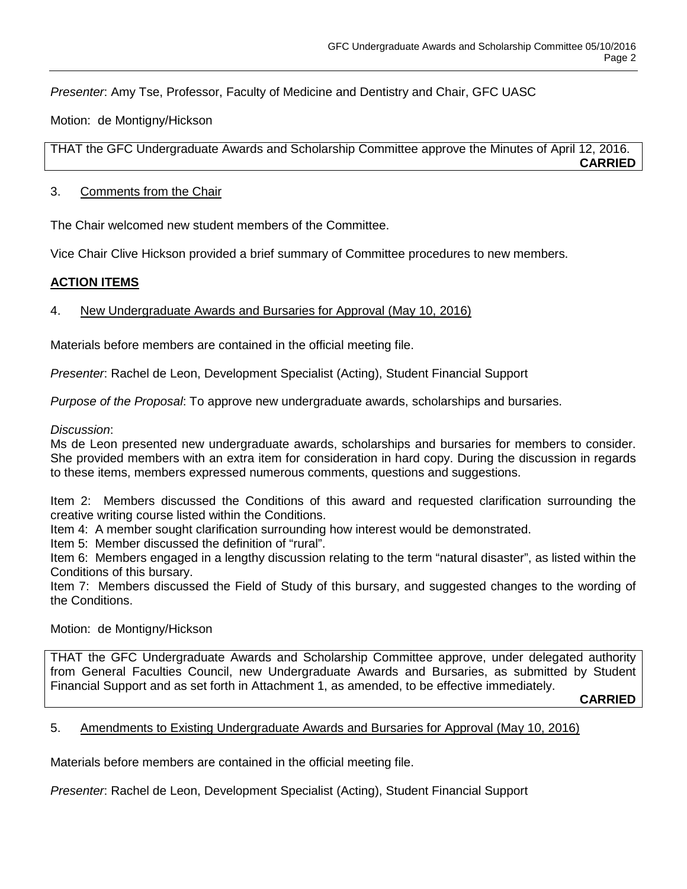*Presenter*: Amy Tse, Professor, Faculty of Medicine and Dentistry and Chair, GFC UASC

Motion: de Montigny/Hickson

THAT the GFC Undergraduate Awards and Scholarship Committee approve the Minutes of April 12, 2016.
**CARRIED**

3. Comments from the Chair

The Chair welcomed new student members of the Committee.

Vice Chair Clive Hickson provided a brief summary of Committee procedures to new members.

## ACTION ITEMS

4. New Undergraduate Awards and Bursaries for Approval (May 10, 2016)

Materials before members are contained in the official meeting file.

*Presenter*: Rachel de Leon, Development Specialist (Acting), Student Financial Support

*Purpose of the Proposal*: To approve new undergraduate awards, scholarships and bursaries.

*Discussion*:
Ms de Leon presented new undergraduate awards, scholarships and bursaries for members to consider. She provided members with an extra item for consideration in hard copy. During the discussion in regards to these items, members expressed numerous comments, questions and suggestions.

Item 2: Members discussed the Conditions of this award and requested clarification surrounding the creative writing course listed within the Conditions.
Item 4: A member sought clarification surrounding how interest would be demonstrated.
Item 5: Member discussed the definition of "rural".
Item 6: Members engaged in a lengthy discussion relating to the term "natural disaster", as listed within the Conditions of this bursary.
Item 7: Members discussed the Field of Study of this bursary, and suggested changes to the wording of the Conditions.

Motion: de Montigny/Hickson

THAT the GFC Undergraduate Awards and Scholarship Committee approve, under delegated authority from General Faculties Council, new Undergraduate Awards and Bursaries, as submitted by Student Financial Support and as set forth in Attachment 1, as amended, to be effective immediately.
**CARRIED**

5. Amendments to Existing Undergraduate Awards and Bursaries for Approval (May 10, 2016)

Materials before members are contained in the official meeting file.

*Presenter*: Rachel de Leon, Development Specialist (Acting), Student Financial Support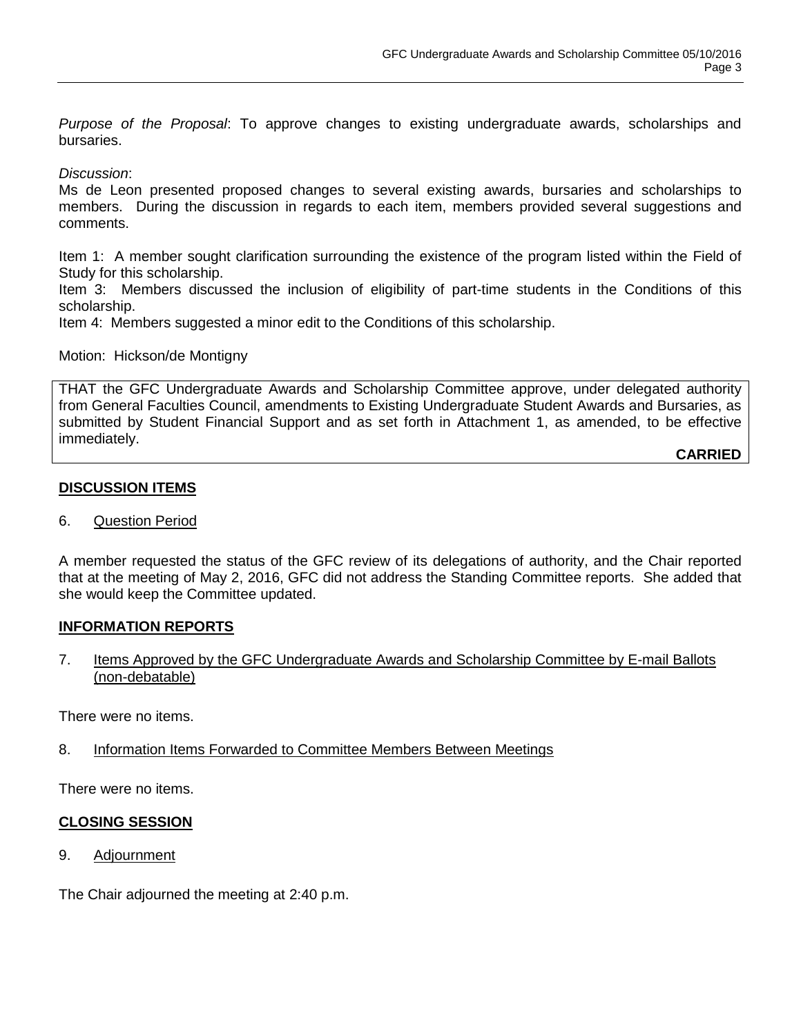*Purpose of the Proposal*: To approve changes to existing undergraduate awards, scholarships and bursaries.

*Discussion*:

Ms de Leon presented proposed changes to several existing awards, bursaries and scholarships to members. During the discussion in regards to each item, members provided several suggestions and comments.

Item 1: A member sought clarification surrounding the existence of the program listed within the Field of Study for this scholarship.
Item 3: Members discussed the inclusion of eligibility of part-time students in the Conditions of this scholarship.
Item 4: Members suggested a minor edit to the Conditions of this scholarship.

Motion: Hickson/de Montigny

THAT the GFC Undergraduate Awards and Scholarship Committee approve, under delegated authority from General Faculties Council, amendments to Existing Undergraduate Student Awards and Bursaries, as submitted by Student Financial Support and as set forth in Attachment 1, as amended, to be effective immediately.

**CARRIED**

## DISCUSSION ITEMS

6. Question Period

A member requested the status of the GFC review of its delegations of authority, and the Chair reported that at the meeting of May 2, 2016, GFC did not address the Standing Committee reports. She added that she would keep the Committee updated.

## INFORMATION REPORTS

7. Items Approved by the GFC Undergraduate Awards and Scholarship Committee by E-mail Ballots (non-debatable)

There were no items.

8. Information Items Forwarded to Committee Members Between Meetings

There were no items.

## CLOSING SESSION

9. Adjournment

The Chair adjourned the meeting at 2:40 p.m.